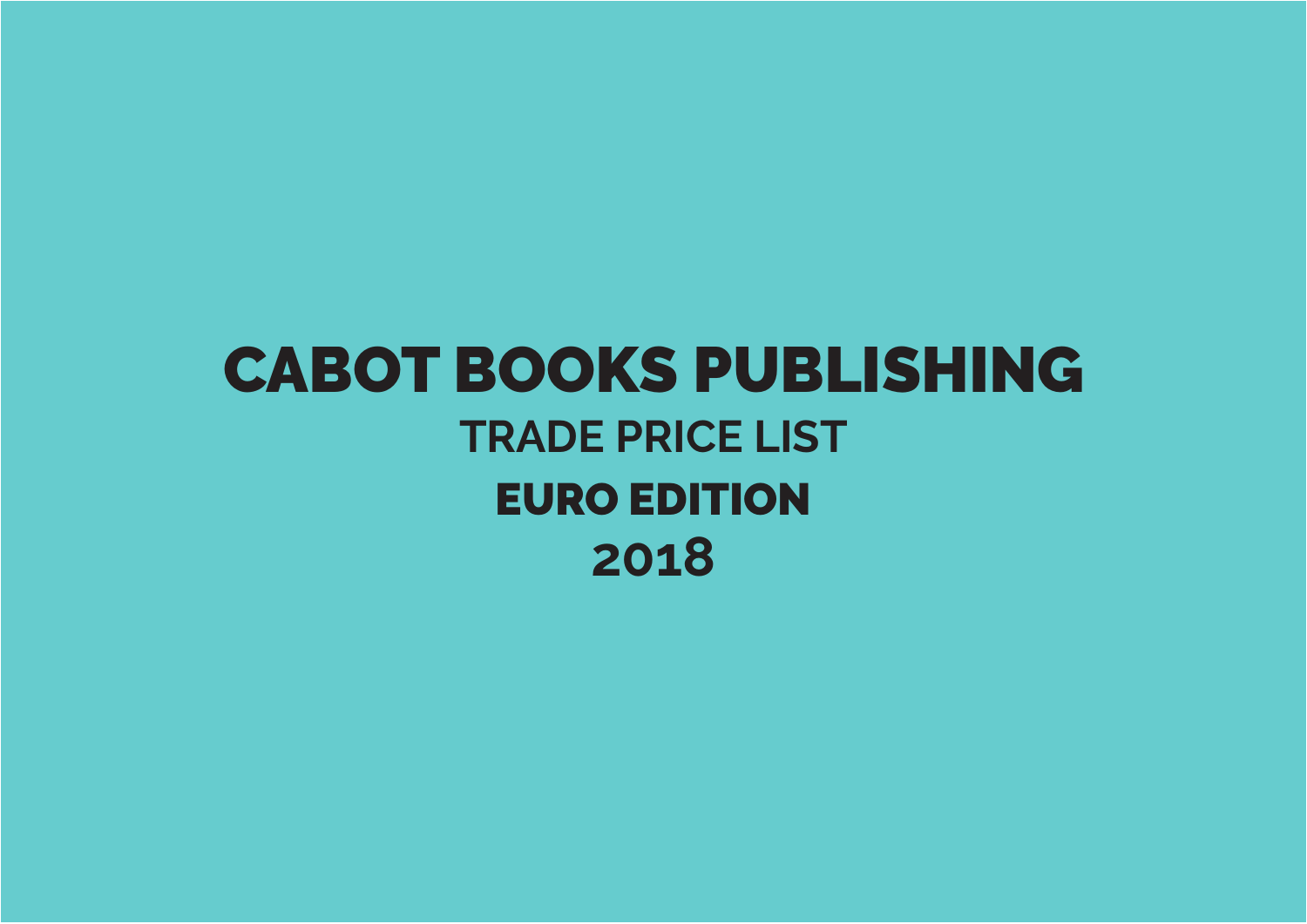# CABOT BOOKS PUBLISHING

## TRADE PRICE LIST

## EURO EDITION

## 2018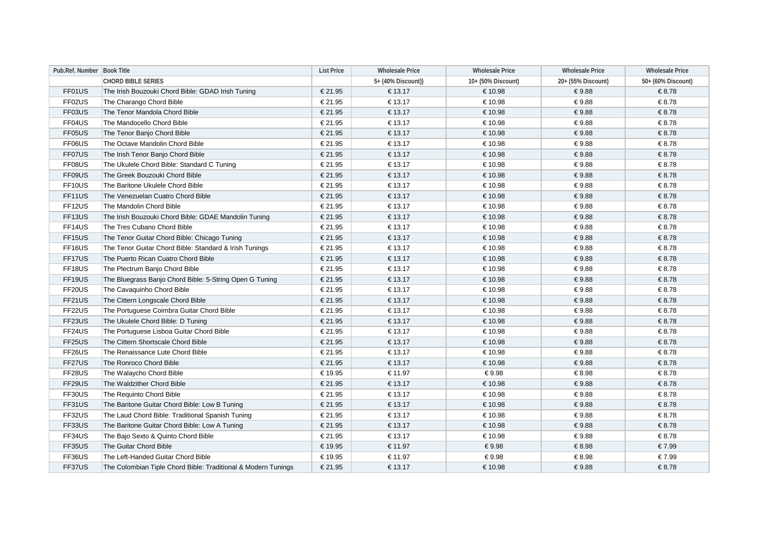| Pub.Ref. Number | Book Title | List Price | Wholesale Price | Wholesale Price | Wholesale Price | Wholesale Price |
|---|---|---|---|---|---|---|
| | CHORD BIBLE SERIES | | 5+ (40% Discount)) | 10+ (50% Discount) | 20+ (55% Discount) | 50+ (60% Discount) |
| FF01US | The Irish Bouzouki Chord Bible: GDAD Irish Tuning | € 21.95 | € 13.17 | € 10.98 | € 9.88 | € 8.78 |
| FF02US | The Charango Chord Bible | € 21.95 | € 13.17 | € 10.98 | € 9.88 | € 8.78 |
| FF03US | The Tenor Mandola Chord Bible | € 21.95 | € 13.17 | € 10.98 | € 9.88 | € 8.78 |
| FF04US | The Mandocello Chord Bible | € 21.95 | € 13.17 | € 10.98 | € 9.88 | € 8.78 |
| FF05US | The Tenor Banjo Chord Bible | € 21.95 | € 13.17 | € 10.98 | € 9.88 | € 8.78 |
| FF06US | The Octave Mandolin Chord Bible | € 21.95 | € 13.17 | € 10.98 | € 9.88 | € 8.78 |
| FF07US | The Irish Tenor Banjo Chord Bible | € 21.95 | € 13.17 | € 10.98 | € 9.88 | € 8.78 |
| FF08US | The Ukulele Chord Bible: Standard C Tuning | € 21.95 | € 13.17 | € 10.98 | € 9.88 | € 8.78 |
| FF09US | The Greek Bouzouki Chord Bible | € 21.95 | € 13.17 | € 10.98 | € 9.88 | € 8.78 |
| FF10US | The Baritone Ukulele Chord Bible | € 21.95 | € 13.17 | € 10.98 | € 9.88 | € 8.78 |
| FF11US | The Venezuelan Cuatro Chord Bible | € 21.95 | € 13.17 | € 10.98 | € 9.88 | € 8.78 |
| FF12US | The Mandolin Chord Bible | € 21.95 | € 13.17 | € 10.98 | € 9.88 | € 8.78 |
| FF13US | The Irish Bouzouki Chord Bible: GDAE Mandolin Tuning | € 21.95 | € 13.17 | € 10.98 | € 9.88 | € 8.78 |
| FF14US | The Tres Cubano Chord Bible | € 21.95 | € 13.17 | € 10.98 | € 9.88 | € 8.78 |
| FF15US | The Tenor Guitar Chord Bible: Chicago Tuning | € 21.95 | € 13.17 | € 10.98 | € 9.88 | € 8.78 |
| FF16US | The Tenor Guitar Chord Bible: Standard & Irish Tunings | € 21.95 | € 13.17 | € 10.98 | € 9.88 | € 8.78 |
| FF17US | The Puerto Rican Cuatro Chord Bible | € 21.95 | € 13.17 | € 10.98 | € 9.88 | € 8.78 |
| FF18US | The Plectrum Banjo Chord Bible | € 21.95 | € 13.17 | € 10.98 | € 9.88 | € 8.78 |
| FF19US | The Bluegrass Banjo Chord Bible: 5-String Open G Tuning | € 21.95 | € 13.17 | € 10.98 | € 9.88 | € 8.78 |
| FF20US | The Cavaquinho Chord Bible | € 21.95 | € 13.17 | € 10.98 | € 9.88 | € 8.78 |
| FF21US | The Cittern Longscale Chord Bible | € 21.95 | € 13.17 | € 10.98 | € 9.88 | € 8.78 |
| FF22US | The Portuguese Coimbra Guitar Chord Bible | € 21.95 | € 13.17 | € 10.98 | € 9.88 | € 8.78 |
| FF23US | The Ukulele Chord Bible: D Tuning | € 21.95 | € 13.17 | € 10.98 | € 9.88 | € 8.78 |
| FF24US | The Portuguese Lisboa Guitar Chord Bible | € 21.95 | € 13.17 | € 10.98 | € 9.88 | € 8.78 |
| FF25US | The Cittern Shortscale Chord Bible | € 21.95 | € 13.17 | € 10.98 | € 9.88 | € 8.78 |
| FF26US | The Renaissance Lute Chord Bible | € 21.95 | € 13.17 | € 10.98 | € 9.88 | € 8.78 |
| FF27US | The Ronroco Chord Bible | € 21.95 | € 13.17 | € 10.98 | € 9.88 | € 8.78 |
| FF28US | The Walaycho Chord Bible | € 19.95 | € 11.97 | € 9.98 | € 8.98 | € 8.78 |
| FF29US | The Waldzither Chord Bible | € 21.95 | € 13.17 | € 10.98 | € 9.88 | € 8.78 |
| FF30US | The Requinto Chord Bible | € 21.95 | € 13.17 | € 10.98 | € 9.88 | € 8.78 |
| FF31US | The Baritone Guitar Chord Bible: Low B Tuning | € 21.95 | € 13.17 | € 10.98 | € 9.88 | € 8.78 |
| FF32US | The Laud Chord Bible: Traditional Spanish Tuning | € 21.95 | € 13.17 | € 10.98 | € 9.88 | € 8.78 |
| FF33US | The Baritone Guitar Chord Bible: Low A Tuning | € 21.95 | € 13.17 | € 10.98 | € 9.88 | € 8.78 |
| FF34US | The Bajo Sexto & Quinto Chord Bible | € 21.95 | € 13.17 | € 10.98 | € 9.88 | € 8.78 |
| FF35US | The Guitar Chord Bible | € 19.95 | € 11.97 | € 9.98 | € 8.98 | € 7.99 |
| FF36US | The Left-Handed Guitar Chord Bible | € 19.95 | € 11.97 | € 9.98 | € 8.98 | € 7.99 |
| FF37US | The Colombian Tiple Chord Bible: Traditional & Modern Tunings | € 21.95 | € 13.17 | € 10.98 | € 9.88 | € 8.78 |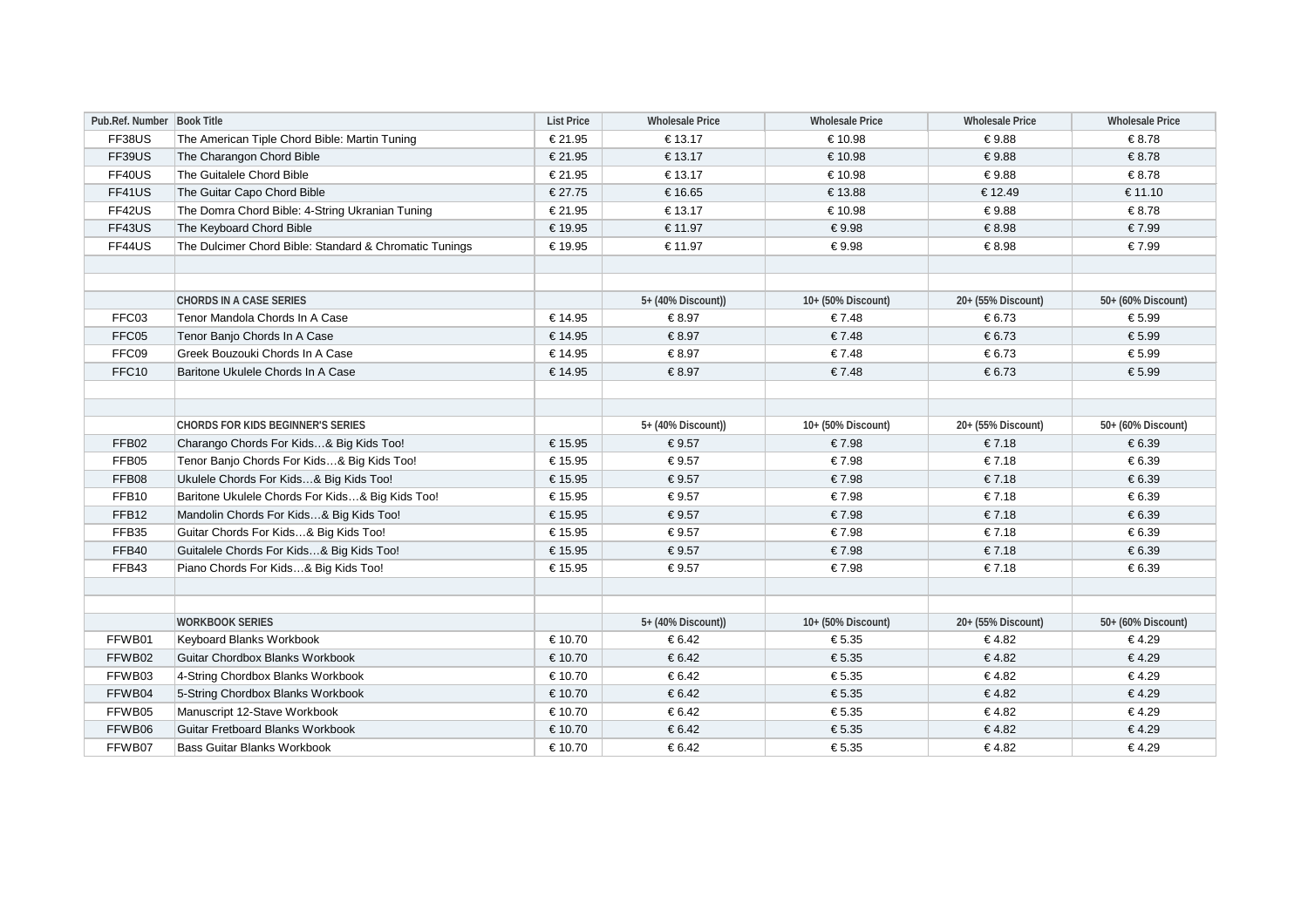| Pub.Ref. Number | Book Title | List Price | Wholesale Price | Wholesale Price | Wholesale Price | Wholesale Price |
|---|---|---|---|---|---|---|
| FF38US | The American Tiple Chord Bible: Martin Tuning | € 21.95 | € 13.17 | € 10.98 | € 9.88 | € 8.78 |
| FF39US | The Charangon Chord Bible | € 21.95 | € 13.17 | € 10.98 | € 9.88 | € 8.78 |
| FF40US | The Guitalele Chord Bible | € 21.95 | € 13.17 | € 10.98 | € 9.88 | € 8.78 |
| FF41US | The Guitar Capo Chord Bible | € 27.75 | € 16.65 | € 13.88 | € 12.49 | € 11.10 |
| FF42US | The Domra Chord Bible: 4-String Ukranian Tuning | € 21.95 | € 13.17 | € 10.98 | € 9.88 | € 8.78 |
| FF43US | The Keyboard Chord Bible | € 19.95 | € 11.97 | € 9.98 | € 8.98 | € 7.99 |
| FF44US | The Dulcimer Chord Bible: Standard & Chromatic Tunings | € 19.95 | € 11.97 | € 9.98 | € 8.98 | € 7.99 |
| | | | | | | |
| | | | | | | |
| | CHORDS IN A CASE SERIES | | 5+ (40% Discount)) | 10+ (50% Discount) | 20+ (55% Discount) | 50+ (60% Discount) |
| FFC03 | Tenor Mandola Chords In A Case | € 14.95 | € 8.97 | € 7.48 | € 6.73 | € 5.99 |
| FFC05 | Tenor Banjo Chords In A Case | € 14.95 | € 8.97 | € 7.48 | € 6.73 | € 5.99 |
| FFC09 | Greek Bouzouki Chords In A Case | € 14.95 | € 8.97 | € 7.48 | € 6.73 | € 5.99 |
| FFC10 | Baritone Ukulele Chords In A Case | € 14.95 | € 8.97 | € 7.48 | € 6.73 | € 5.99 |
| | | | | | | |
| | | | | | | |
| | CHORDS FOR KIDS BEGINNER'S SERIES | | 5+ (40% Discount)) | 10+ (50% Discount) | 20+ (55% Discount) | 50+ (60% Discount) |
| FFB02 | Charango Chords For Kids…& Big Kids Too! | € 15.95 | € 9.57 | € 7.98 | € 7.18 | € 6.39 |
| FFB05 | Tenor Banjo Chords For Kids…& Big Kids Too! | € 15.95 | € 9.57 | € 7.98 | € 7.18 | € 6.39 |
| FFB08 | Ukulele Chords For Kids…& Big Kids Too! | € 15.95 | € 9.57 | € 7.98 | € 7.18 | € 6.39 |
| FFB10 | Baritone Ukulele Chords For Kids…& Big Kids Too! | € 15.95 | € 9.57 | € 7.98 | € 7.18 | € 6.39 |
| FFB12 | Mandolin Chords For Kids…& Big Kids Too! | € 15.95 | € 9.57 | € 7.98 | € 7.18 | € 6.39 |
| FFB35 | Guitar Chords For Kids…& Big Kids Too! | € 15.95 | € 9.57 | € 7.98 | € 7.18 | € 6.39 |
| FFB40 | Guitalele Chords For Kids…& Big Kids Too! | € 15.95 | € 9.57 | € 7.98 | € 7.18 | € 6.39 |
| FFB43 | Piano Chords For Kids…& Big Kids Too! | € 15.95 | € 9.57 | € 7.98 | € 7.18 | € 6.39 |
| | | | | | | |
| | | | | | | |
| | WORKBOOK SERIES | | 5+ (40% Discount)) | 10+ (50% Discount) | 20+ (55% Discount) | 50+ (60% Discount) |
| FFWB01 | Keyboard Blanks Workbook | € 10.70 | € 6.42 | € 5.35 | € 4.82 | € 4.29 |
| FFWB02 | Guitar Chordbox Blanks Workbook | € 10.70 | € 6.42 | € 5.35 | € 4.82 | € 4.29 |
| FFWB03 | 4-String Chordbox Blanks Workbook | € 10.70 | € 6.42 | € 5.35 | € 4.82 | € 4.29 |
| FFWB04 | 5-String Chordbox Blanks Workbook | € 10.70 | € 6.42 | € 5.35 | € 4.82 | € 4.29 |
| FFWB05 | Manuscript 12-Stave Workbook | € 10.70 | € 6.42 | € 5.35 | € 4.82 | € 4.29 |
| FFWB06 | Guitar Fretboard Blanks Workbook | € 10.70 | € 6.42 | € 5.35 | € 4.82 | € 4.29 |
| FFWB07 | Bass Guitar Blanks Workbook | € 10.70 | € 6.42 | € 5.35 | € 4.82 | € 4.29 |